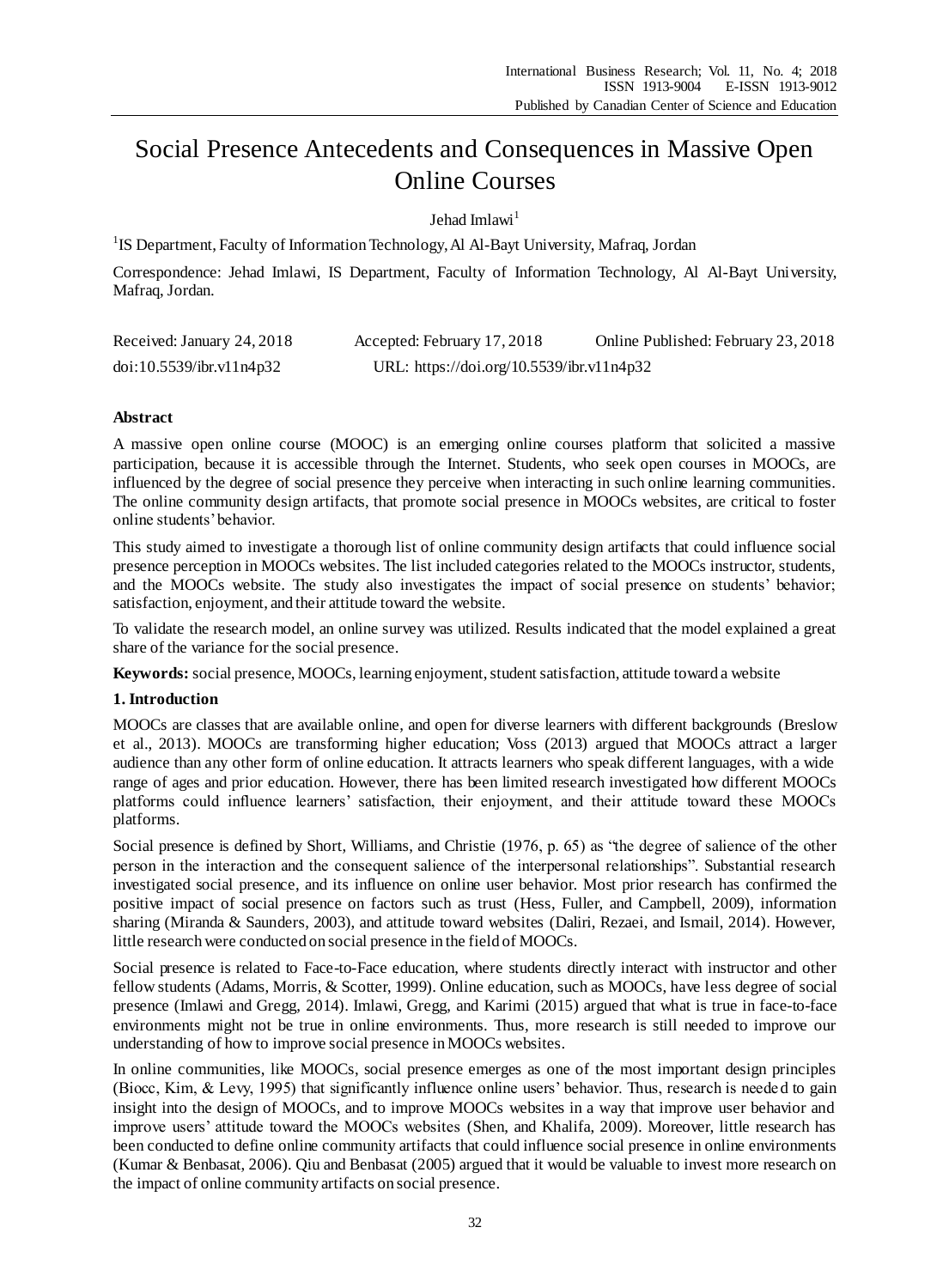# Social Presence Antecedents and Consequences in Massive Open Online Courses

Jehad Imlawi[1]

[1]IS Department, Faculty of Information Technology, Al Al-Bayt University, Mafraq, Jordan

Correspondence: Jehad Imlawi, IS Department, Faculty of Information Technology, Al Al-Bayt University, Mafraq, Jordan.

Received: January 24, 2018 Accepted: February 17, 2018 Online Published: February 23, 2018

doi:10.5539/ibr.v11n4p32 URL: https://doi.org/10.5539/ibr.v11n4p32

**Abstract**

A massive open online course (MOOC) is an emerging online courses platform that solicited a massive participation, because it is accessible through the Internet. Students, who seek open courses in MOOCs, are influenced by the degree of social presence they perceive when interacting in such online learning communities. The online community design artifacts, that promote social presence in MOOCs websites, are critical to foster online students' behavior.

This study aimed to investigate a thorough list of online community design artifacts that could influence social presence perception in MOOCs websites. The list included categories related to the MOOCs instructor, students, and the MOOCs website. The study also investigates the impact of social presence on students' behavior; satisfaction, enjoyment, and their attitude toward the website.

To validate the research model, an online survey was utilized. Results indicated that the model explained a great share of the variance for the social presence.

**Keywords:** social presence, MOOCs, learning enjoyment, student satisfaction, attitude toward a website

## 1. Introduction

MOOCs are classes that are available online, and open for diverse learners with different backgrounds (Breslow et al., 2013). MOOCs are transforming higher education; Voss (2013) argued that MOOCs attract a larger audience than any other form of online education. It attracts learners who speak different languages, with a wide range of ages and prior education. However, there has been limited research investigated how different MOOCs platforms could influence learners' satisfaction, their enjoyment, and their attitude toward these MOOCs platforms.

Social presence is defined by Short, Williams, and Christie (1976, p. 65) as "the degree of salience of the other person in the interaction and the consequent salience of the interpersonal relationships". Substantial research investigated social presence, and its influence on online user behavior. Most prior research has confirmed the positive impact of social presence on factors such as trust (Hess, Fuller, and Campbell, 2009), information sharing (Miranda & Saunders, 2003), and attitude toward websites (Daliri, Rezaei, and Ismail, 2014). However, little research were conducted on social presence in the field of MOOCs.

Social presence is related to Face-to-Face education, where students directly interact with instructor and other fellow students (Adams, Morris, & Scotter, 1999). Online education, such as MOOCs, have less degree of social presence (Imlawi and Gregg, 2014). Imlawi, Gregg, and Karimi (2015) argued that what is true in face-to-face environments might not be true in online environments. Thus, more research is still needed to improve our understanding of how to improve social presence in MOOCs websites.

In online communities, like MOOCs, social presence emerges as one of the most important design principles (Biocc, Kim, & Levy, 1995) that significantly influence online users' behavior. Thus, research is needed to gain insight into the design of MOOCs, and to improve MOOCs websites in a way that improve user behavior and improve users' attitude toward the MOOCs websites (Shen, and Khalifa, 2009). Moreover, little research has been conducted to define online community artifacts that could influence social presence in online environments (Kumar & Benbasat, 2006). Qiu and Benbasat (2005) argued that it would be valuable to invest more research on the impact of online community artifacts on social presence.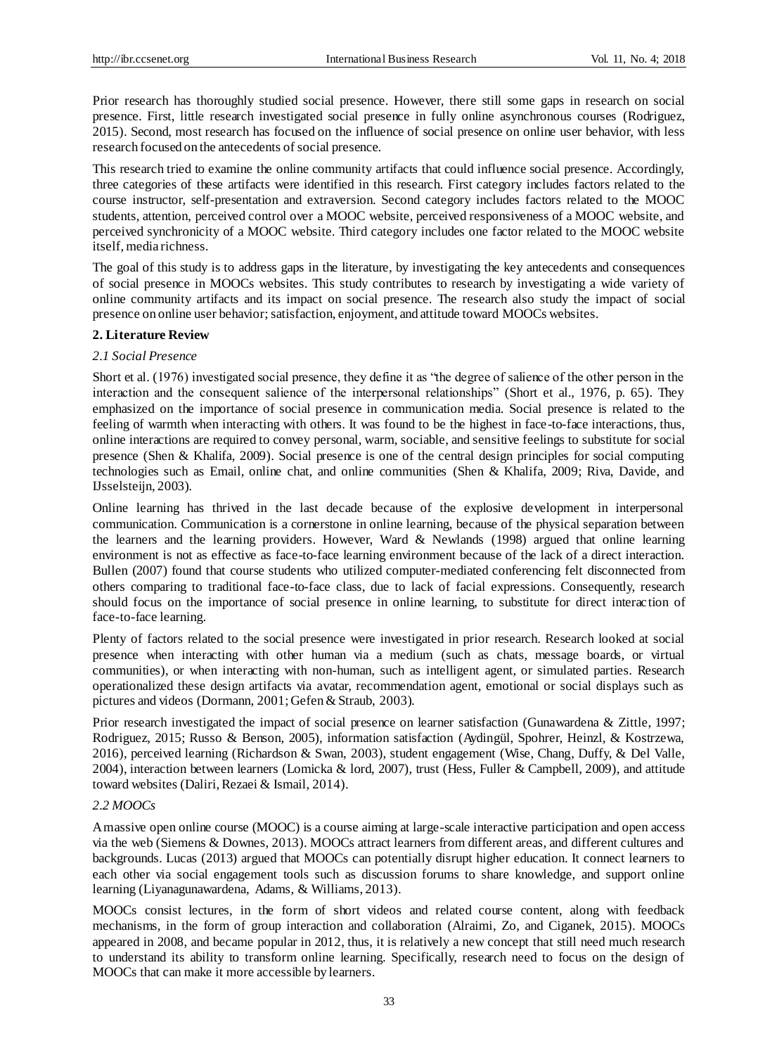Prior research has thoroughly studied social presence. However, there still some gaps in research on social presence. First, little research investigated social presence in fully online asynchronous courses (Rodriguez, 2015). Second, most research has focused on the influence of social presence on online user behavior, with less research focused on the antecedents of social presence.

This research tried to examine the online community artifacts that could influence social presence. Accordingly, three categories of these artifacts were identified in this research. First category includes factors related to the course instructor, self-presentation and extraversion. Second category includes factors related to the MOOC students, attention, perceived control over a MOOC website, perceived responsiveness of a MOOC website, and perceived synchronicity of a MOOC website. Third category includes one factor related to the MOOC website itself, media richness.

The goal of this study is to address gaps in the literature, by investigating the key antecedents and consequences of social presence in MOOCs websites. This study contributes to research by investigating a wide variety of online community artifacts and its impact on social presence. The research also study the impact of social presence on online user behavior; satisfaction, enjoyment, and attitude toward MOOCs websites.

## 2. Literature Review

### *2.1 Social Presence*

Short et al. (1976) investigated social presence, they define it as "the degree of salience of the other person in the interaction and the consequent salience of the interpersonal relationships" (Short et al., 1976, p. 65). They emphasized on the importance of social presence in communication media. Social presence is related to the feeling of warmth when interacting with others. It was found to be the highest in face-to-face interactions, thus, online interactions are required to convey personal, warm, sociable, and sensitive feelings to substitute for social presence (Shen & Khalifa, 2009). Social presence is one of the central design principles for social computing technologies such as Email, online chat, and online communities (Shen & Khalifa, 2009; Riva, Davide, and IJsselsteijn, 2003).

Online learning has thrived in the last decade because of the explosive development in interpersonal communication. Communication is a cornerstone in online learning, because of the physical separation between the learners and the learning providers. However, Ward & Newlands (1998) argued that online learning environment is not as effective as face-to-face learning environment because of the lack of a direct interaction. Bullen (2007) found that course students who utilized computer-mediated conferencing felt disconnected from others comparing to traditional face-to-face class, due to lack of facial expressions. Consequently, research should focus on the importance of social presence in online learning, to substitute for direct interaction of face-to-face learning.

Plenty of factors related to the social presence were investigated in prior research. Research looked at social presence when interacting with other human via a medium (such as chats, message boards, or virtual communities), or when interacting with non-human, such as intelligent agent, or simulated parties. Research operationalized these design artifacts via avatar, recommendation agent, emotional or social displays such as pictures and videos (Dormann, 2001; Gefen & Straub, 2003).

Prior research investigated the impact of social presence on learner satisfaction (Gunawardena & Zittle, 1997; Rodriguez, 2015; Russo & Benson, 2005), information satisfaction (Aydingül, Spohrer, Heinzl, & Kostrzewa, 2016), perceived learning (Richardson & Swan, 2003), student engagement (Wise, Chang, Duffy, & Del Valle, 2004), interaction between learners (Lomicka & lord, 2007), trust (Hess, Fuller & Campbell, 2009), and attitude toward websites (Daliri, Rezaei & Ismail, 2014).

### *2.2 MOOCs*

A massive open online course (MOOC) is a course aiming at large-scale interactive participation and open access via the web (Siemens & Downes, 2013). MOOCs attract learners from different areas, and different cultures and backgrounds. Lucas (2013) argued that MOOCs can potentially disrupt higher education. It connect learners to each other via social engagement tools such as discussion forums to share knowledge, and support online learning (Liyanagunawardena, Adams, & Williams, 2013).

MOOCs consist lectures, in the form of short videos and related course content, along with feedback mechanisms, in the form of group interaction and collaboration (Alraimi, Zo, and Ciganek, 2015). MOOCs appeared in 2008, and became popular in 2012, thus, it is relatively a new concept that still need much research to understand its ability to transform online learning. Specifically, research need to focus on the design of MOOCs that can make it more accessible by learners.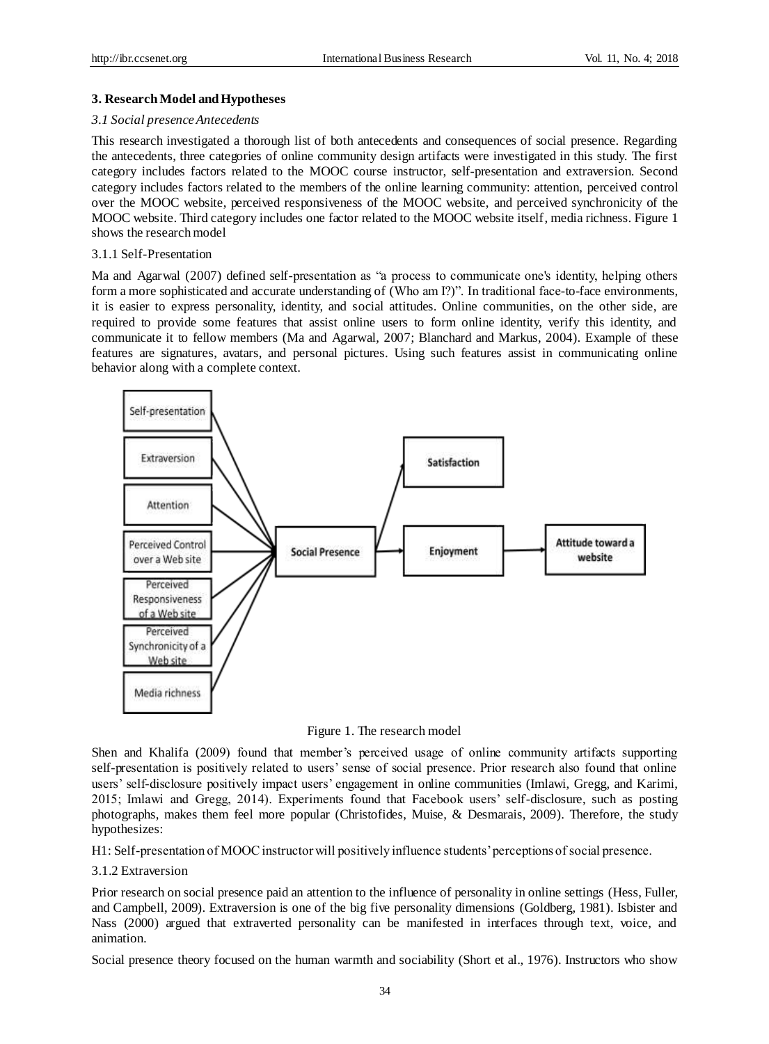## 3. Research Model and Hypotheses

### *3.1 Social presence Antecedents*

This research investigated a thorough list of both antecedents and consequences of social presence. Regarding the antecedents, three categories of online community design artifacts were investigated in this study. The first category includes factors related to the MOOC course instructor, self-presentation and extraversion. Second category includes factors related to the members of the online learning community: attention, perceived control over the MOOC website, perceived responsiveness of the MOOC website, and perceived synchronicity of the MOOC website. Third category includes one factor related to the MOOC website itself, media richness. Figure 1 shows the research model

#### 3.1.1 Self-Presentation

Ma and Agarwal (2007) defined self-presentation as "a process to communicate one's identity, helping others form a more sophisticated and accurate understanding of (Who am I?)". In traditional face-to-face environments, it is easier to express personality, identity, and social attitudes. Online communities, on the other side, are required to provide some features that assist online users to form online identity, verify this identity, and communicate it to fellow members (Ma and Agarwal, 2007; Blanchard and Markus, 2004). Example of these features are signatures, avatars, and personal pictures. Using such features assist in communicating online behavior along with a complete context.

Figure 1. The research model

Shen and Khalifa (2009) found that member's perceived usage of online community artifacts supporting self-presentation is positively related to users' sense of social presence. Prior research also found that online users' self-disclosure positively impact users' engagement in online communities (Imlawi, Gregg, and Karimi, 2015; Imlawi and Gregg, 2014). Experiments found that Facebook users' self-disclosure, such as posting photographs, makes them feel more popular (Christofides, Muise, & Desmarais, 2009). Therefore, the study hypothesizes:

H1: Self-presentation of MOOC instructor will positively influence students' perceptions of social presence.

#### 3.1.2 Extraversion

Prior research on social presence paid an attention to the influence of personality in online settings (Hess, Fuller, and Campbell, 2009). Extraversion is one of the big five personality dimensions (Goldberg, 1981). Isbister and Nass (2000) argued that extraverted personality can be manifested in interfaces through text, voice, and animation.

Social presence theory focused on the human warmth and sociability (Short et al., 1976). Instructors who show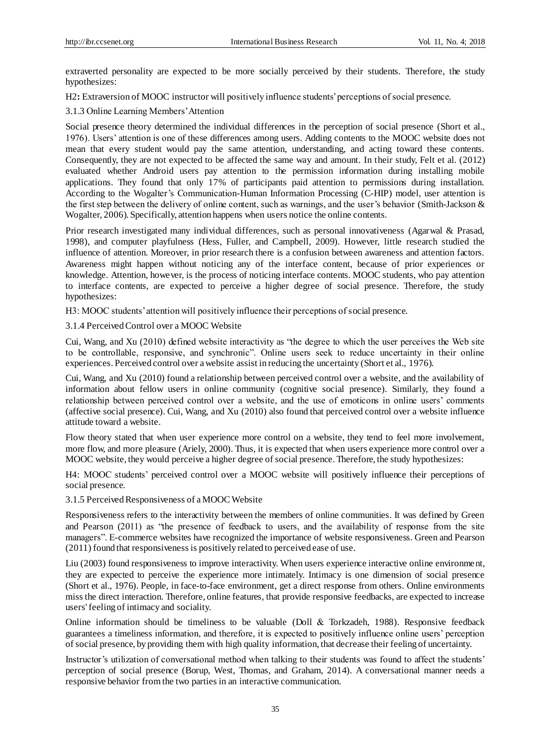extraverted personality are expected to be more socially perceived by their students. Therefore, the study hypothesizes:

H2**:** Extraversion of MOOC instructor will positively influence students' perceptions of social presence.

#### 3.1.3 Online Learning Members' Attention

Social presence theory determined the individual differences in the perception of social presence (Short et al., 1976). Users' attention is one of these differences among users. Adding contents to the MOOC website does not mean that every student would pay the same attention, understanding, and acting toward these contents. Consequently, they are not expected to be affected the same way and amount. In their study, Felt et al. (2012) evaluated whether Android users pay attention to the permission information during installing mobile applications. They found that only 17% of participants paid attention to permissions during installation. According to the Wogalter's Communication-Human Information Processing (C-HIP) model, user attention is the first step between the delivery of online content, such as warnings, and the user's behavior (Smith-Jackson & Wogalter, 2006). Specifically, attention happens when users notice the online contents.

Prior research investigated many individual differences, such as personal innovativeness (Agarwal & Prasad, 1998), and computer playfulness (Hess, Fuller, and Campbell, 2009). However, little research studied the influence of attention. Moreover, in prior research there is a confusion between awareness and attention factors. Awareness might happen without noticing any of the interface content, because of prior experiences or knowledge. Attention, however, is the process of noticing interface contents. MOOC students, who pay attention to interface contents, are expected to perceive a higher degree of social presence. Therefore, the study hypothesizes:

H3: MOOC students' attention will positively influence their perceptions of social presence.

#### 3.1.4 Perceived Control over a MOOC Website

Cui, Wang, and Xu (2010) defined website interactivity as "the degree to which the user perceives the Web site to be controllable, responsive, and synchronic". Online users seek to reduce uncertainty in their online experiences. Perceived control over a website assist in reducing the uncertainty (Short et al., 1976).

Cui, Wang, and Xu (2010) found a relationship between perceived control over a website, and the availability of information about fellow users in online community (cognitive social presence). Similarly, they found a relationship between perceived control over a website, and the use of emoticons in online users' comments (affective social presence). Cui, Wang, and Xu (2010) also found that perceived control over a website influence attitude toward a website.

Flow theory stated that when user experience more control on a website, they tend to feel more involvement, more flow, and more pleasure (Ariely, 2000). Thus, it is expected that when users experience more control over a MOOC website, they would perceive a higher degree of social presence. Therefore, the study hypothesizes:

H4: MOOC students' perceived control over a MOOC website will positively influence their perceptions of social presence.

#### 3.1.5 Perceived Responsiveness of a MOOC Website

Responsiveness refers to the interactivity between the members of online communities. It was defined by Green and Pearson (2011) as "the presence of feedback to users, and the availability of response from the site managers". E-commerce websites have recognized the importance of website responsiveness. Green and Pearson (2011) found that responsiveness is positively related to perceived ease of use.

Liu (2003) found responsiveness to improve interactivity. When users experience interactive online environment, they are expected to perceive the experience more intimately. Intimacy is one dimension of social presence (Short et al., 1976). People, in face-to-face environment, get a direct response from others. Online environments miss the direct interaction. Therefore, online features, that provide responsive feedbacks, are expected to increase users' feeling of intimacy and sociality.

Online information should be timeliness to be valuable (Doll & Torkzadeh, 1988). Responsive feedback guarantees a timeliness information, and therefore, it is expected to positively influence online users' perception of social presence, by providing them with high quality information, that decrease their feeling of uncertainty.

Instructor's utilization of conversational method when talking to their students was found to affect the students' perception of social presence (Borup, West, Thomas, and Graham, 2014). A conversational manner needs a responsive behavior from the two parties in an interactive communication.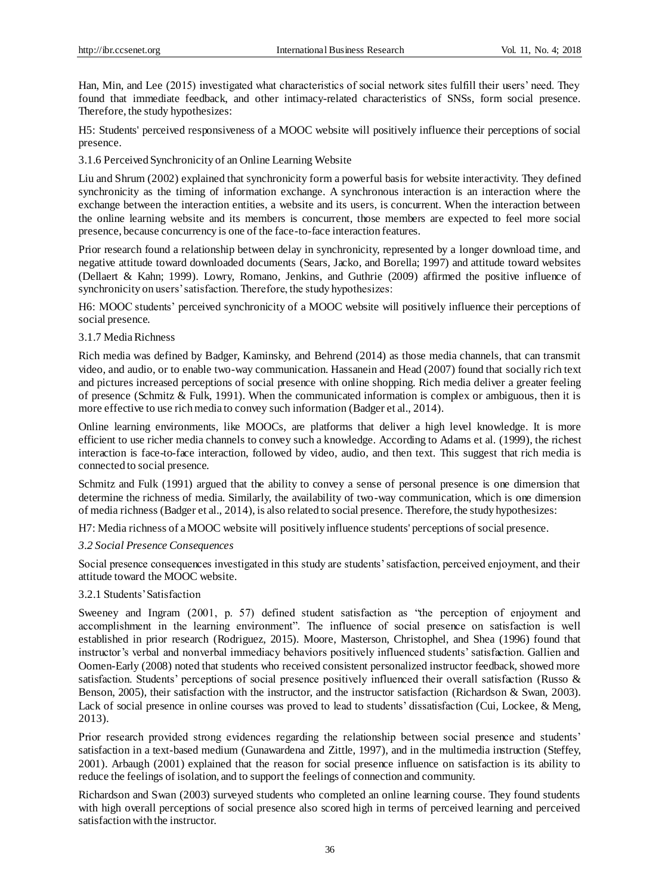Han, Min, and Lee (2015) investigated what characteristics of social network sites fulfill their users' need. They found that immediate feedback, and other intimacy-related characteristics of SNSs, form social presence. Therefore, the study hypothesizes:

H5: Students' perceived responsiveness of a MOOC website will positively influence their perceptions of social presence.

#### 3.1.6 Perceived Synchronicity of an Online Learning Website

Liu and Shrum (2002) explained that synchronicity form a powerful basis for website interactivity. They defined synchronicity as the timing of information exchange. A synchronous interaction is an interaction where the exchange between the interaction entities, a website and its users, is concurrent. When the interaction between the online learning website and its members is concurrent, those members are expected to feel more social presence, because concurrency is one of the face-to-face interaction features.

Prior research found a relationship between delay in synchronicity, represented by a longer download time, and negative attitude toward downloaded documents (Sears, Jacko, and Borella; 1997) and attitude toward websites (Dellaert & Kahn; 1999). Lowry, Romano, Jenkins, and Guthrie (2009) affirmed the positive influence of synchronicity on users' satisfaction. Therefore, the study hypothesizes:

H6: MOOC students' perceived synchronicity of a MOOC website will positively influence their perceptions of social presence.

#### 3.1.7 Media Richness

Rich media was defined by Badger, Kaminsky, and Behrend (2014) as those media channels, that can transmit video, and audio, or to enable two-way communication. Hassanein and Head (2007) found that socially rich text and pictures increased perceptions of social presence with online shopping. Rich media deliver a greater feeling of presence (Schmitz & Fulk, 1991). When the communicated information is complex or ambiguous, then it is more effective to use rich media to convey such information (Badger et al., 2014).

Online learning environments, like MOOCs, are platforms that deliver a high level knowledge. It is more efficient to use richer media channels to convey such a knowledge. According to Adams et al. (1999), the richest interaction is face-to-face interaction, followed by video, audio, and then text. This suggest that rich media is connected to social presence.

Schmitz and Fulk (1991) argued that the ability to convey a sense of personal presence is one dimension that determine the richness of media. Similarly, the availability of two-way communication, which is one dimension of media richness (Badger et al., 2014), is also related to social presence. Therefore, the study hypothesizes:

H7: Media richness of a MOOC website will positively influence students' perceptions of social presence.

### *3.2 Social Presence Consequences*

Social presence consequences investigated in this study are students' satisfaction, perceived enjoyment, and their attitude toward the MOOC website.

#### 3.2.1 Students' Satisfaction

Sweeney and Ingram (2001, p. 57) defined student satisfaction as "the perception of enjoyment and accomplishment in the learning environment". The influence of social presence on satisfaction is well established in prior research (Rodriguez, 2015). Moore, Masterson, Christophel, and Shea (1996) found that instructor's verbal and nonverbal immediacy behaviors positively influenced students' satisfaction. Gallien and Oomen-Early (2008) noted that students who received consistent personalized instructor feedback, showed more satisfaction. Students' perceptions of social presence positively influenced their overall satisfaction (Russo & Benson, 2005), their satisfaction with the instructor, and the instructor satisfaction (Richardson & Swan, 2003). Lack of social presence in online courses was proved to lead to students' dissatisfaction (Cui, Lockee, & Meng, 2013).

Prior research provided strong evidences regarding the relationship between social presence and students' satisfaction in a text-based medium (Gunawardena and Zittle, 1997), and in the multimedia instruction (Steffey, 2001). Arbaugh (2001) explained that the reason for social presence influence on satisfaction is its ability to reduce the feelings of isolation, and to support the feelings of connection and community.

Richardson and Swan (2003) surveyed students who completed an online learning course. They found students with high overall perceptions of social presence also scored high in terms of perceived learning and perceived satisfaction with the instructor.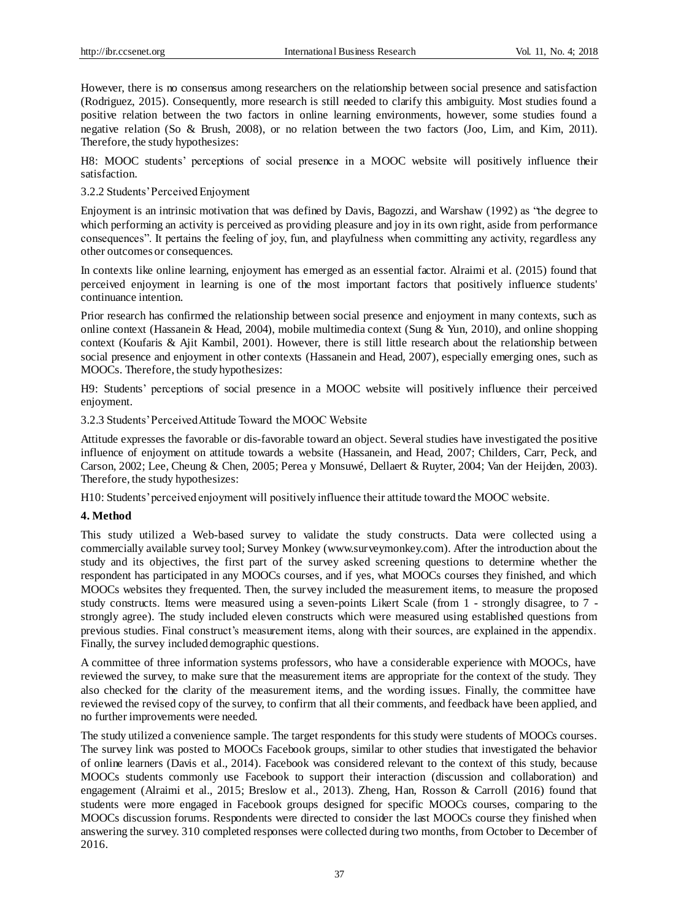However, there is no consensus among researchers on the relationship between social presence and satisfaction (Rodriguez, 2015). Consequently, more research is still needed to clarify this ambiguity. Most studies found a positive relation between the two factors in online learning environments, however, some studies found a negative relation (So & Brush, 2008), or no relation between the two factors (Joo, Lim, and Kim, 2011). Therefore, the study hypothesizes:

H8: MOOC students' perceptions of social presence in a MOOC website will positively influence their satisfaction.

#### 3.2.2 Students' Perceived Enjoyment

Enjoyment is an intrinsic motivation that was defined by Davis, Bagozzi, and Warshaw (1992) as "the degree to which performing an activity is perceived as providing pleasure and joy in its own right, aside from performance consequences". It pertains the feeling of joy, fun, and playfulness when committing any activity, regardless any other outcomes or consequences.

In contexts like online learning, enjoyment has emerged as an essential factor. Alraimi et al. (2015) found that perceived enjoyment in learning is one of the most important factors that positively influence students' continuance intention.

Prior research has confirmed the relationship between social presence and enjoyment in many contexts, such as online context (Hassanein & Head, 2004), mobile multimedia context (Sung & Yun, 2010), and online shopping context (Koufaris & Ajit Kambil, 2001). However, there is still little research about the relationship between social presence and enjoyment in other contexts (Hassanein and Head, 2007), especially emerging ones, such as MOOCs. Therefore, the study hypothesizes:

H9: Students' perceptions of social presence in a MOOC website will positively influence their perceived enjoyment.

#### 3.2.3 Students' Perceived Attitude Toward the MOOC Website

Attitude expresses the favorable or dis-favorable toward an object. Several studies have investigated the positive influence of enjoyment on attitude towards a website (Hassanein, and Head, 2007; Childers, Carr, Peck, and Carson, 2002; Lee, Cheung & Chen, 2005; Perea y Monsuwé, Dellaert & Ruyter, 2004; Van der Heijden, 2003). Therefore, the study hypothesizes:

H10: Students' perceived enjoyment will positively influence their attitude toward the MOOC website.

## 4. Method

This study utilized a Web-based survey to validate the study constructs. Data were collected using a commercially available survey tool; Survey Monkey (www.surveymonkey.com). After the introduction about the study and its objectives, the first part of the survey asked screening questions to determine whether the respondent has participated in any MOOCs courses, and if yes, what MOOCs courses they finished, and which MOOCs websites they frequented. Then, the survey included the measurement items, to measure the proposed study constructs. Items were measured using a seven-points Likert Scale (from 1 - strongly disagree, to 7 - strongly agree). The study included eleven constructs which were measured using established questions from previous studies. Final construct's measurement items, along with their sources, are explained in the appendix. Finally, the survey included demographic questions.

A committee of three information systems professors, who have a considerable experience with MOOCs, have reviewed the survey, to make sure that the measurement items are appropriate for the context of the study. They also checked for the clarity of the measurement items, and the wording issues. Finally, the committee have reviewed the revised copy of the survey, to confirm that all their comments, and feedback have been applied, and no further improvements were needed.

The study utilized a convenience sample. The target respondents for this study were students of MOOCs courses. The survey link was posted to MOOCs Facebook groups, similar to other studies that investigated the behavior of online learners (Davis et al., 2014). Facebook was considered relevant to the context of this study, because MOOCs students commonly use Facebook to support their interaction (discussion and collaboration) and engagement (Alraimi et al., 2015; Breslow et al., 2013). Zheng, Han, Rosson & Carroll (2016) found that students were more engaged in Facebook groups designed for specific MOOCs courses, comparing to the MOOCs discussion forums. Respondents were directed to consider the last MOOCs course they finished when answering the survey. 310 completed responses were collected during two months, from October to December of 2016.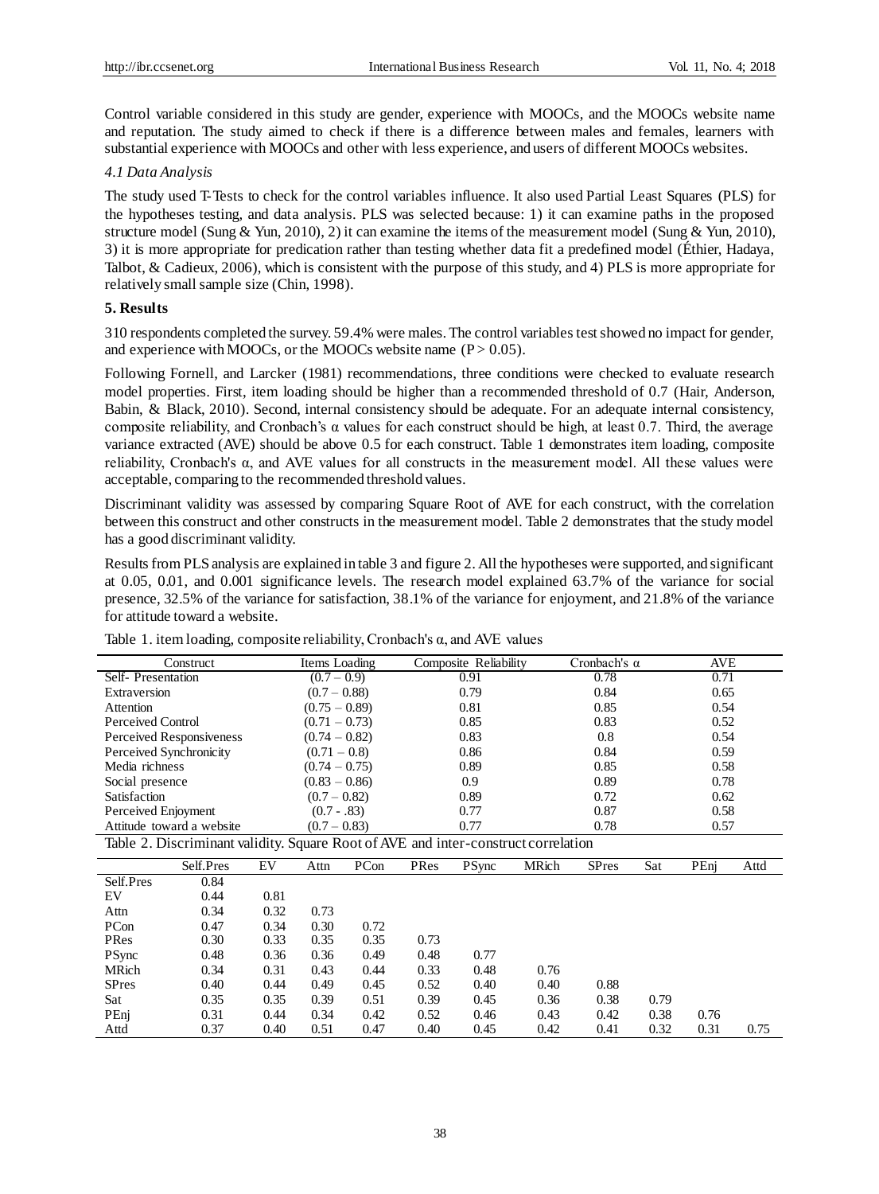Control variable considered in this study are gender, experience with MOOCs, and the MOOCs website name and reputation. The study aimed to check if there is a difference between males and females, learners with substantial experience with MOOCs and other with less experience, and users of different MOOCs websites.

### *4.1 Data Analysis*

The study used T-Tests to check for the control variables influence. It also used Partial Least Squares (PLS) for the hypotheses testing, and data analysis. PLS was selected because: 1) it can examine paths in the proposed structure model (Sung & Yun, 2010), 2) it can examine the items of the measurement model (Sung & Yun, 2010), 3) it is more appropriate for predication rather than testing whether data fit a predefined model (Éthier, Hadaya, Talbot, & Cadieux, 2006), which is consistent with the purpose of this study, and 4) PLS is more appropriate for relatively small sample size (Chin, 1998).

## **5. Results**

310 respondents completed the survey. 59.4% were males. The control variables test showed no impact for gender, and experience with MOOCs, or the MOOCs website name ($P > 0.05$).

Following Fornell, and Larcker (1981) recommendations, three conditions were checked to evaluate research model properties. First, item loading should be higher than a recommended threshold of 0.7 (Hair, Anderson, Babin, & Black, 2010). Second, internal consistency should be adequate. For an adequate internal consistency, composite reliability, and Cronbach's $\alpha$ values for each construct should be high, at least 0.7. Third, the average variance extracted (AVE) should be above 0.5 for each construct. Table 1 demonstrates item loading, composite reliability, Cronbach's $\alpha$, and AVE values for all constructs in the measurement model. All these values were acceptable, comparing to the recommended threshold values.

Discriminant validity was assessed by comparing Square Root of AVE for each construct, with the correlation between this construct and other constructs in the measurement model. Table 2 demonstrates that the study model has a good discriminant validity.

Results from PLS analysis are explained in table 3 and figure 2. All the hypotheses were supported, and significant at 0.05, 0.01, and 0.001 significance levels. The research model explained 63.7% of the variance for social presence, 32.5% of the variance for satisfaction, 38.1% of the variance for enjoyment, and 21.8% of the variance for attitude toward a website.

Table 1. item loading, composite reliability, Cronbach's α, and AVE values

| Construct | Items Loading | Composite Reliability | Cronbach's α | AVE |
|---|---|---|---|---|
| Self- Presentation | (0.7 – 0.9) | 0.91 | 0.78 | 0.71 |
| Extraversion | (0.7 – 0.88) | 0.79 | 0.84 | 0.65 |
| Attention | (0.75 – 0.89) | 0.81 | 0.85 | 0.54 |
| Perceived Control | (0.71 – 0.73) | 0.85 | 0.83 | 0.52 |
| Perceived Responsiveness | (0.74 – 0.82) | 0.83 | 0.8 | 0.54 |
| Perceived Synchronicity | (0.71 – 0.8) | 0.86 | 0.84 | 0.59 |
| Media richness | (0.74 – 0.75) | 0.89 | 0.85 | 0.58 |
| Social presence | (0.83 – 0.86) | 0.9 | 0.89 | 0.78 |
| Satisfaction | (0.7 – 0.82) | 0.89 | 0.72 | 0.62 |
| Perceived Enjoyment | (0.7 - .83) | 0.77 | 0.87 | 0.58 |
| Attitude toward a website | (0.7 – 0.83) | 0.77 | 0.78 | 0.57 |

Table 2. Discriminant validity. Square Root of AVE and inter-construct correlation

| | Self.Pres | EV | Attn | PCon | PRes | PSync | MRich | SPres | Sat | PEnj | Attd |
|---|---|---|---|---|---|---|---|---|---|---|---|
| Self.Pres | 0.84 | | | | | | | | | | |
| EV | 0.44 | 0.81 | | | | | | | | | |
| Attn | 0.34 | 0.32 | 0.73 | | | | | | | | |
| PCon | 0.47 | 0.34 | 0.30 | 0.72 | | | | | | | |
| PRes | 0.30 | 0.33 | 0.35 | 0.35 | 0.73 | | | | | | |
| PSync | 0.48 | 0.36 | 0.36 | 0.49 | 0.48 | 0.77 | | | | | |
| MRich | 0.34 | 0.31 | 0.43 | 0.44 | 0.33 | 0.48 | 0.76 | | | | |
| SPres | 0.40 | 0.44 | 0.49 | 0.45 | 0.52 | 0.40 | 0.40 | 0.88 | | | |
| Sat | 0.35 | 0.35 | 0.39 | 0.51 | 0.39 | 0.45 | 0.36 | 0.38 | 0.79 | | |
| PEnj | 0.31 | 0.44 | 0.34 | 0.42 | 0.52 | 0.46 | 0.43 | 0.42 | 0.38 | 0.76 | |
| Attd | 0.37 | 0.40 | 0.51 | 0.47 | 0.40 | 0.45 | 0.42 | 0.41 | 0.32 | 0.31 | 0.75 |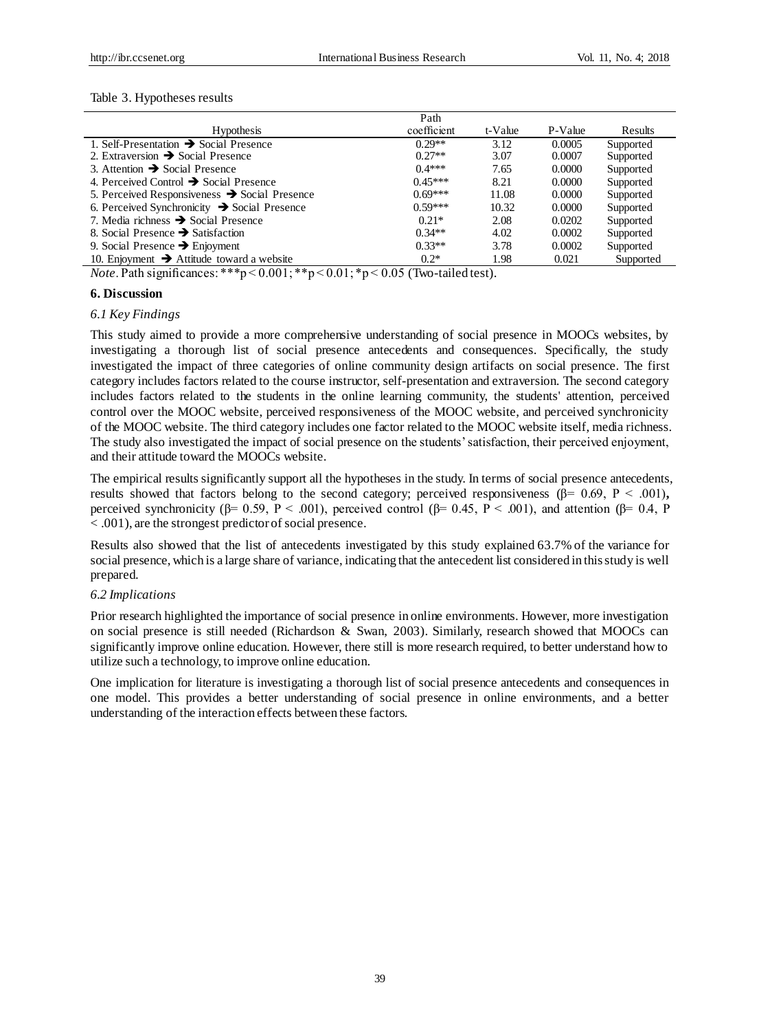Table 3. Hypotheses results

| Hypothesis | Path coefficient | t-Value | P-Value | Results |
|---|---|---|---|---|
| 1. Self-Presentation ➔ Social Presence | 0.29** | 3.12 | 0.0005 | Supported |
| 2. Extraversion ➔ Social Presence | 0.27** | 3.07 | 0.0007 | Supported |
| 3. Attention ➔ Social Presence | 0.4*** | 7.65 | 0.0000 | Supported |
| 4. Perceived Control ➔ Social Presence | 0.45*** | 8.21 | 0.0000 | Supported |
| 5. Perceived Responsiveness ➔ Social Presence | 0.69*** | 11.08 | 0.0000 | Supported |
| 6. Perceived Synchronicity ➔ Social Presence | 0.59*** | 10.32 | 0.0000 | Supported |
| 7. Media richness ➔ Social Presence | 0.21* | 2.08 | 0.0202 | Supported |
| 8. Social Presence ➔ Satisfaction | 0.34** | 4.02 | 0.0002 | Supported |
| 9. Social Presence ➔ Enjoyment | 0.33** | 3.78 | 0.0002 | Supported |
| 10. Enjoyment ➔ Attitude toward a website | 0.2* | 1.98 | 0.021 | Supported |

*Note*. Path significances: ***$p < 0.001$; **$p < 0.01$; *$p < 0.05$ (Two-tailed test).

## 6. Discussion

### *6.1 Key Findings*

This study aimed to provide a more comprehensive understanding of social presence in MOOCs websites, by investigating a thorough list of social presence antecedents and consequences. Specifically, the study investigated the impact of three categories of online community design artifacts on social presence. The first category includes factors related to the course instructor, self-presentation and extraversion. The second category includes factors related to the students in the online learning community, the students' attention, perceived control over the MOOC website, perceived responsiveness of the MOOC website, and perceived synchronicity of the MOOC website. The third category includes one factor related to the MOOC website itself, media richness. The study also investigated the impact of social presence on the students' satisfaction, their perceived enjoyment, and their attitude toward the MOOCs website.

The empirical results significantly support all the hypotheses in the study. In terms of social presence antecedents, results showed that factors belong to the second category; perceived responsiveness ($\beta = 0.69$, $P < .001$), perceived synchronicity ($\beta = 0.59$, $P < .001$), perceived control ($\beta = 0.45$, $P < .001$), and attention ($\beta = 0.4$, $P < .001$), are the strongest predictor of social presence.

Results also showed that the list of antecedents investigated by this study explained 63.7% of the variance for social presence, which is a large share of variance, indicating that the antecedent list considered in this study is well prepared.

### *6.2 Implications*

Prior research highlighted the importance of social presence in online environments. However, more investigation on social presence is still needed (Richardson & Swan, 2003). Similarly, research showed that MOOCs can significantly improve online education. However, there still is more research required, to better understand how to utilize such a technology, to improve online education.

One implication for literature is investigating a thorough list of social presence antecedents and consequences in one model. This provides a better understanding of social presence in online environments, and a better understanding of the interaction effects between these factors.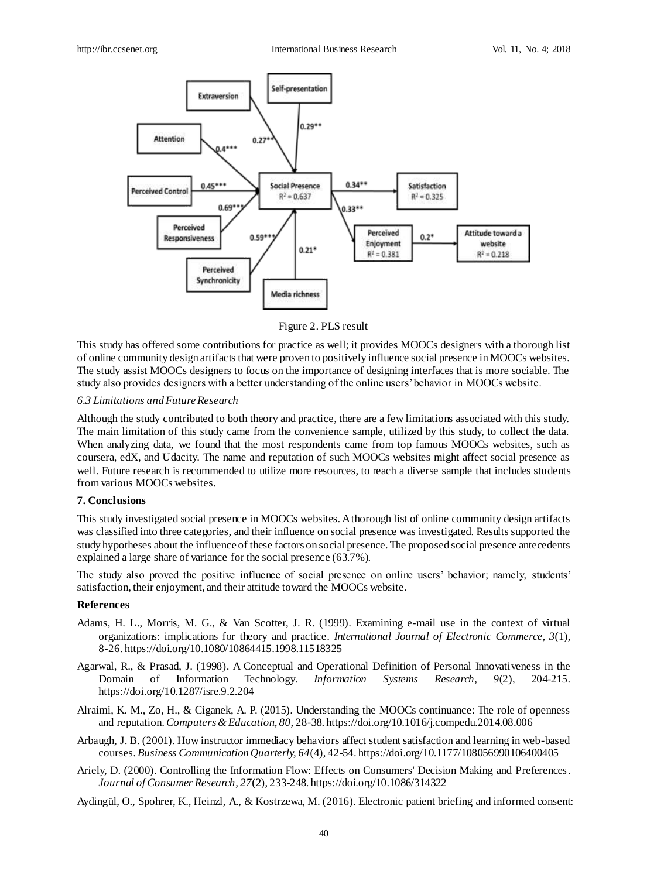Figure 2. PLS result

This study has offered some contributions for practice as well; it provides MOOCs designers with a thorough list of online community design artifacts that were proven to positively influence social presence in MOOCs websites. The study assist MOOCs designers to focus on the importance of designing interfaces that is more sociable. The study also provides designers with a better understanding of the online users' behavior in MOOCs website.

*6.3 Limitations and Future Research*

Although the study contributed to both theory and practice, there are a few limitations associated with this study. The main limitation of this study came from the convenience sample, utilized by this study, to collect the data. When analyzing data, we found that the most respondents came from top famous MOOCs websites, such as coursera, edX, and Udacity. The name and reputation of such MOOCs websites might affect social presence as well. Future research is recommended to utilize more resources, to reach a diverse sample that includes students from various MOOCs websites.

**7. Conclusions**

This study investigated social presence in MOOCs websites. A thorough list of online community design artifacts was classified into three categories, and their influence on social presence was investigated. Results supported the study hypotheses about the influence of these factors on social presence. The proposed social presence antecedents explained a large share of variance for the social presence (63.7%).

The study also proved the positive influence of social presence on online users' behavior; namely, students' satisfaction, their enjoyment, and their attitude toward the MOOCs website.

**References**

Adams, H. L., Morris, M. G., & Van Scotter, J. R. (1999). Examining e-mail use in the context of virtual organizations: implications for theory and practice. *International Journal of Electronic Commerce, 3*(1), 8-26. https://doi.org/10.1080/10864415.1998.11518325

Agarwal, R., & Prasad, J. (1998). A Conceptual and Operational Definition of Personal Innovativeness in the Domain of Information Technology. *Information Systems Research, 9*(2), 204-215. https://doi.org/10.1287/isre.9.2.204

Alraimi, K. M., Zo, H., & Ciganek, A. P. (2015). Understanding the MOOCs continuance: The role of openness and reputation. *Computers & Education, 80*, 28-38. https://doi.org/10.1016/j.compedu.2014.08.006

Arbaugh, J. B. (2001). How instructor immediacy behaviors affect student satisfaction and learning in web-based courses. *Business Communication Quarterly, 64*(4), 42-54. https://doi.org/10.1177/108056990106400405

Ariely, D. (2000). Controlling the Information Flow: Effects on Consumers' Decision Making and Preferences. *Journal of Consumer Research, 27*(2), 233-248. https://doi.org/10.1086/314322

Aydingül, O., Spohrer, K., Heinzl, A., & Kostrzewa, M. (2016). Electronic patient briefing and informed consent: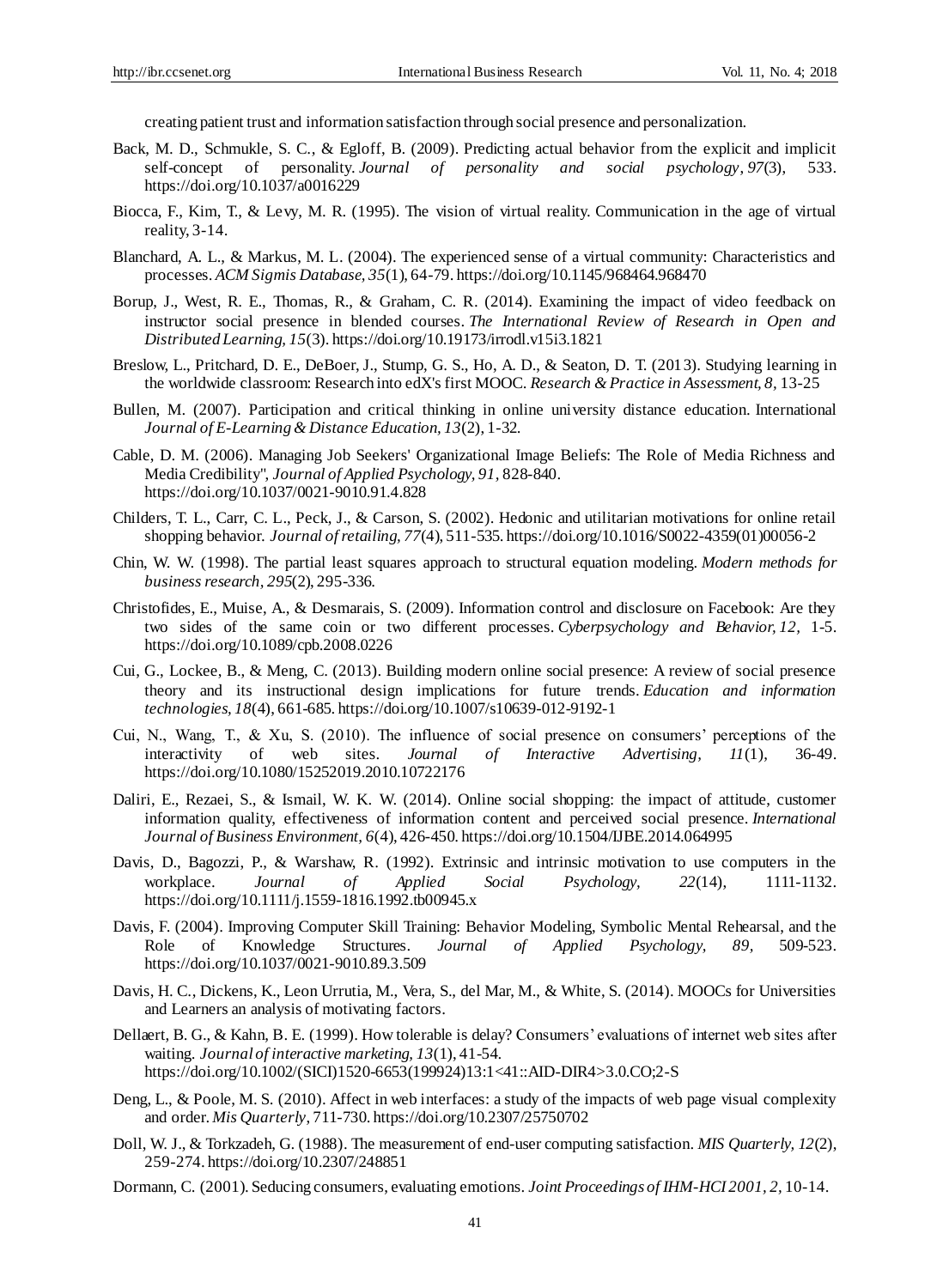creating patient trust and information satisfaction through social presence and personalization.

Back, M. D., Schmukle, S. C., & Egloff, B. (2009). Predicting actual behavior from the explicit and implicit self-concept of personality. *Journal of personality and social psychology*, *97*(3), 533. https://doi.org/10.1037/a0016229

Biocca, F., Kim, T., & Levy, M. R. (1995). The vision of virtual reality. Communication in the age of virtual reality, 3-14.

Blanchard, A. L., & Markus, M. L. (2004). The experienced sense of a virtual community: Characteristics and processes. *ACM Sigmis Database*, *35*(1), 64-79. https://doi.org/10.1145/968464.968470

Borup, J., West, R. E., Thomas, R., & Graham, C. R. (2014). Examining the impact of video feedback on instructor social presence in blended courses. *The International Review of Research in Open and Distributed Learning*, *15*(3). https://doi.org/10.19173/irrodl.v15i3.1821

Breslow, L., Pritchard, D. E., DeBoer, J., Stump, G. S., Ho, A. D., & Seaton, D. T. (2013). Studying learning in the worldwide classroom: Research into edX's first MOOC. *Research & Practice in Assessment*, *8*, 13-25

Bullen, M. (2007). Participation and critical thinking in online university distance education. International *Journal of E-Learning & Distance Education*, *13*(2), 1-32.

Cable, D. M. (2006). Managing Job Seekers' Organizational Image Beliefs: The Role of Media Richness and Media Credibility", *Journal of Applied Psychology*, *91*, 828-840. https://doi.org/10.1037/0021-9010.91.4.828

Childers, T. L., Carr, C. L., Peck, J., & Carson, S. (2002). Hedonic and utilitarian motivations for online retail shopping behavior. *Journal of retailing*, *77*(4), 511-535. https://doi.org/10.1016/S0022-4359(01)00056-2

Chin, W. W. (1998). The partial least squares approach to structural equation modeling. *Modern methods for business research*, *295*(2), 295-336.

Christofides, E., Muise, A., & Desmarais, S. (2009). Information control and disclosure on Facebook: Are they two sides of the same coin or two different processes. *Cyberpsychology and Behavior*, *12*, 1-5. https://doi.org/10.1089/cpb.2008.0226

Cui, G., Lockee, B., & Meng, C. (2013). Building modern online social presence: A review of social presence theory and its instructional design implications for future trends. *Education and information technologies*, *18*(4), 661-685. https://doi.org/10.1007/s10639-012-9192-1

Cui, N., Wang, T., & Xu, S. (2010). The influence of social presence on consumers' perceptions of the interactivity of web sites. *Journal of Interactive Advertising*, *11*(1), 36-49. https://doi.org/10.1080/15252019.2010.10722176

Daliri, E., Rezaei, S., & Ismail, W. K. W. (2014). Online social shopping: the impact of attitude, customer information quality, effectiveness of information content and perceived social presence. *International Journal of Business Environment*, *6*(4), 426-450. https://doi.org/10.1504/IJBE.2014.064995

Davis, D., Bagozzi, P., & Warshaw, R. (1992). Extrinsic and intrinsic motivation to use computers in the workplace. *Journal of Applied Social Psychology*, *22*(14), 1111-1132. https://doi.org/10.1111/j.1559-1816.1992.tb00945.x

Davis, F. (2004). Improving Computer Skill Training: Behavior Modeling, Symbolic Mental Rehearsal, and the Role of Knowledge Structures. *Journal of Applied Psychology*, *89*, 509-523. https://doi.org/10.1037/0021-9010.89.3.509

Davis, H. C., Dickens, K., Leon Urrutia, M., Vera, S., del Mar, M., & White, S. (2014). MOOCs for Universities and Learners an analysis of motivating factors.

Dellaert, B. G., & Kahn, B. E. (1999). How tolerable is delay? Consumers' evaluations of internet web sites after waiting. *Journal of interactive marketing*, *13*(1), 41-54. https://doi.org/10.1002/(SICI)1520-6653(199924)13:1<41::AID-DIR4>3.0.CO;2-S

Deng, L., & Poole, M. S. (2010). Affect in web interfaces: a study of the impacts of web page visual complexity and order. *Mis Quarterly*, 711-730. https://doi.org/10.2307/25750702

Doll, W. J., & Torkzadeh, G. (1988). The measurement of end-user computing satisfaction. *MIS Quarterly*, *12*(2), 259-274. https://doi.org/10.2307/248851

Dormann, C. (2001). Seducing consumers, evaluating emotions. *Joint Proceedings of IHM-HCI 2001*, *2*, 10-14.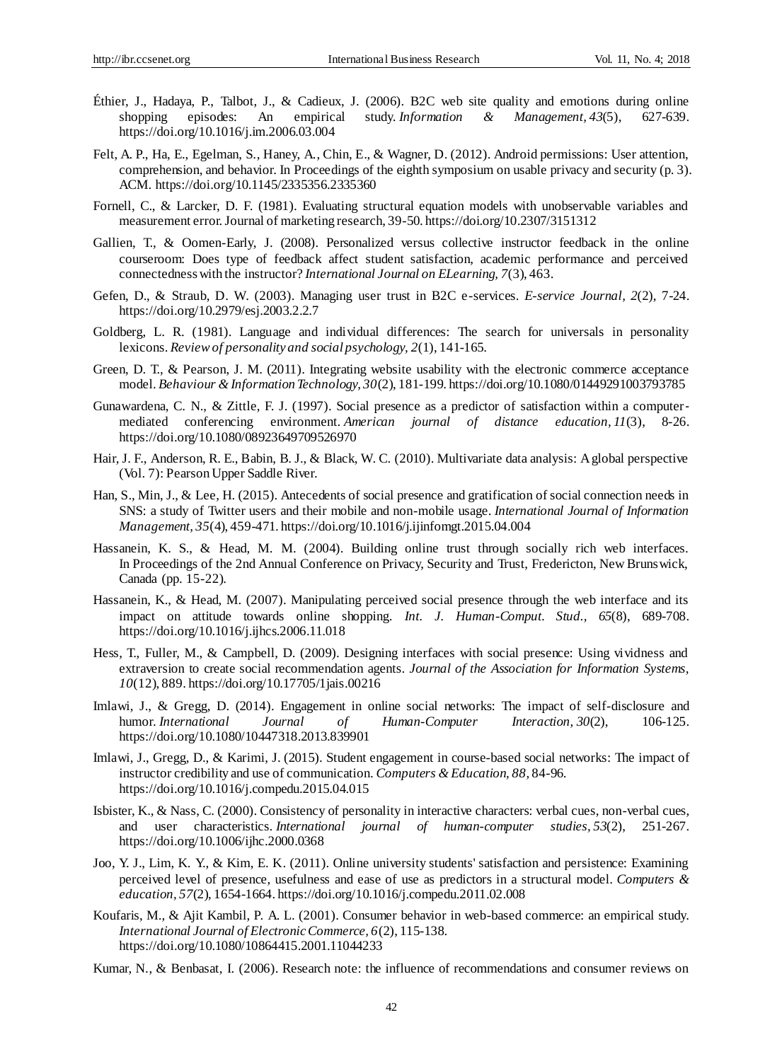Éthier, J., Hadaya, P., Talbot, J., & Cadieux, J. (2006). B2C web site quality and emotions during online shopping episodes: An empirical study. *Information & Management, 43*(5), 627-639. https://doi.org/10.1016/j.im.2006.03.004

Felt, A. P., Ha, E., Egelman, S., Haney, A., Chin, E., & Wagner, D. (2012). Android permissions: User attention, comprehension, and behavior. In Proceedings of the eighth symposium on usable privacy and security (p. 3). ACM. https://doi.org/10.1145/2335356.2335360

Fornell, C., & Larcker, D. F. (1981). Evaluating structural equation models with unobservable variables and measurement error. Journal of marketing research, 39-50. https://doi.org/10.2307/3151312

Gallien, T., & Oomen-Early, J. (2008). Personalized versus collective instructor feedback in the online courseroom: Does type of feedback affect student satisfaction, academic performance and perceived connectedness with the instructor? *International Journal on ELearning, 7*(3), 463.

Gefen, D., & Straub, D. W. (2003). Managing user trust in B2C e-services. *E-service Journal*, *2*(2), 7-24. https://doi.org/10.2979/esj.2003.2.2.7

Goldberg, L. R. (1981). Language and individual differences: The search for universals in personality lexicons. *Review of personality and social psychology, 2*(1), 141-165.

Green, D. T., & Pearson, J. M. (2011). Integrating website usability with the electronic commerce acceptance model. *Behaviour & Information Technology, 30*(2), 181-199. https://doi.org/10.1080/01449291003793785

Gunawardena, C. N., & Zittle, F. J. (1997). Social presence as a predictor of satisfaction within a computer-mediated conferencing environment. *American journal of distance education, 11*(3), 8-26. https://doi.org/10.1080/08923649709526970

Hair, J. F., Anderson, R. E., Babin, B. J., & Black, W. C. (2010). Multivariate data analysis: A global perspective (Vol. 7): Pearson Upper Saddle River.

Han, S., Min, J., & Lee, H. (2015). Antecedents of social presence and gratification of social connection needs in SNS: a study of Twitter users and their mobile and non-mobile usage. *International Journal of Information Management, 35*(4), 459-471. https://doi.org/10.1016/j.ijinfomgt.2015.04.004

Hassanein, K. S., & Head, M. M. (2004). Building online trust through socially rich web interfaces. In Proceedings of the 2nd Annual Conference on Privacy, Security and Trust, Fredericton, New Brunswick, Canada (pp. 15-22).

Hassanein, K., & Head, M. (2007). Manipulating perceived social presence through the web interface and its impact on attitude towards online shopping. *Int. J. Human-Comput. Stud.*, *65*(8), 689-708. https://doi.org/10.1016/j.ijhcs.2006.11.018

Hess, T., Fuller, M., & Campbell, D. (2009). Designing interfaces with social presence: Using vividness and extraversion to create social recommendation agents. *Journal of the Association for Information Systems, 10*(12), 889. https://doi.org/10.17705/1jais.00216

Imlawi, J., & Gregg, D. (2014). Engagement in online social networks: The impact of self-disclosure and humor. *International Journal of Human-Computer Interaction, 30*(2), 106-125. https://doi.org/10.1080/10447318.2013.839901

Imlawi, J., Gregg, D., & Karimi, J. (2015). Student engagement in course-based social networks: The impact of instructor credibility and use of communication. *Computers & Education, 88,* 84-96. https://doi.org/10.1016/j.compedu.2015.04.015

Isbister, K., & Nass, C. (2000). Consistency of personality in interactive characters: verbal cues, non-verbal cues, and user characteristics. *International journal of human-computer studies, 53*(2), 251-267. https://doi.org/10.1006/ijhc.2000.0368

Joo, Y. J., Lim, K. Y., & Kim, E. K. (2011). Online university students' satisfaction and persistence: Examining perceived level of presence, usefulness and ease of use as predictors in a structural model. *Computers & education, 57*(2), 1654-1664. https://doi.org/10.1016/j.compedu.2011.02.008

Koufaris, M., & Ajit Kambil, P. A. L. (2001). Consumer behavior in web-based commerce: an empirical study. *International Journal of Electronic Commerce, 6*(2), 115-138. https://doi.org/10.1080/10864415.2001.11044233

Kumar, N., & Benbasat, I. (2006). Research note: the influence of recommendations and consumer reviews on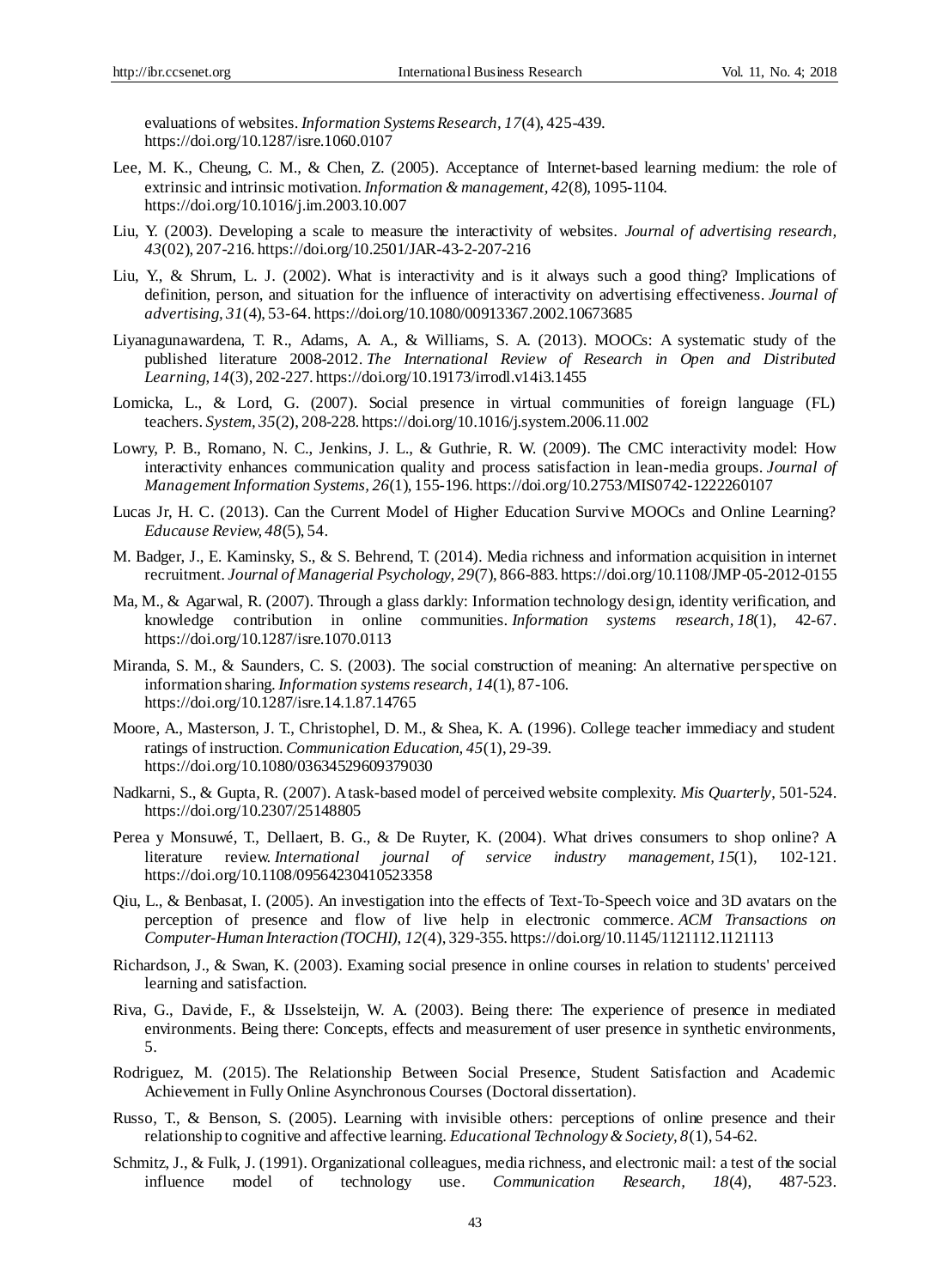evaluations of websites. *Information Systems Research*, *17*(4), 425-439. https://doi.org/10.1287/isre.1060.0107

Lee, M. K., Cheung, C. M., & Chen, Z. (2005). Acceptance of Internet-based learning medium: the role of extrinsic and intrinsic motivation. *Information & management*, *42*(8), 1095-1104. https://doi.org/10.1016/j.im.2003.10.007

Liu, Y. (2003). Developing a scale to measure the interactivity of websites. *Journal of advertising research*, *43*(02), 207-216. https://doi.org/10.2501/JAR-43-2-207-216

Liu, Y., & Shrum, L. J. (2002). What is interactivity and is it always such a good thing? Implications of definition, person, and situation for the influence of interactivity on advertising effectiveness. *Journal of advertising, 31*(4), 53-64. https://doi.org/10.1080/00913367.2002.10673685

Liyanagunawardena, T. R., Adams, A. A., & Williams, S. A. (2013). MOOCs: A systematic study of the published literature 2008-2012. *The International Review of Research in Open and Distributed Learning, 14*(3), 202-227. https://doi.org/10.19173/irrodl.v14i3.1455

Lomicka, L., & Lord, G. (2007). Social presence in virtual communities of foreign language (FL) teachers. *System, 35*(2), 208-228. https://doi.org/10.1016/j.system.2006.11.002

Lowry, P. B., Romano, N. C., Jenkins, J. L., & Guthrie, R. W. (2009). The CMC interactivity model: How interactivity enhances communication quality and process satisfaction in lean-media groups. *Journal of Management Information Systems, 26*(1), 155-196. https://doi.org/10.2753/MIS0742-1222260107

Lucas Jr, H. C. (2013). Can the Current Model of Higher Education Survive MOOCs and Online Learning? *Educause Review, 48*(5), 54.

M. Badger, J., E. Kaminsky, S., & S. Behrend, T. (2014). Media richness and information acquisition in internet recruitment. *Journal of Managerial Psychology, 29*(7), 866-883. https://doi.org/10.1108/JMP-05-2012-0155

Ma, M., & Agarwal, R. (2007). Through a glass darkly: Information technology design, identity verification, and knowledge contribution in online communities. *Information systems research, 18*(1), 42-67. https://doi.org/10.1287/isre.1070.0113

Miranda, S. M., & Saunders, C. S. (2003). The social construction of meaning: An alternative perspective on information sharing. *Information systems research, 14*(1), 87-106. https://doi.org/10.1287/isre.14.1.87.14765

Moore, A., Masterson, J. T., Christophel, D. M., & Shea, K. A. (1996). College teacher immediacy and student ratings of instruction. *Communication Education, 45*(1), 29-39. https://doi.org/10.1080/03634529609379030

Nadkarni, S., & Gupta, R. (2007). A task-based model of perceived website complexity. *Mis Quarterly*, 501-524. https://doi.org/10.2307/25148805

Perea y Monsuwé, T., Dellaert, B. G., & De Ruyter, K. (2004). What drives consumers to shop online? A literature review. *International journal of service industry management, 15*(1), 102-121. https://doi.org/10.1108/09564230410523358

Qiu, L., & Benbasat, I. (2005). An investigation into the effects of Text-To-Speech voice and 3D avatars on the perception of presence and flow of live help in electronic commerce. *ACM Transactions on Computer-Human Interaction (TOCHI), 12*(4), 329-355. https://doi.org/10.1145/1121112.1121113

Richardson, J., & Swan, K. (2003). Examing social presence in online courses in relation to students' perceived learning and satisfaction.

Riva, G., Davide, F., & IJsselsteijn, W. A. (2003). Being there: The experience of presence in mediated environments. Being there: Concepts, effects and measurement of user presence in synthetic environments, 5.

Rodriguez, M. (2015). The Relationship Between Social Presence, Student Satisfaction and Academic Achievement in Fully Online Asynchronous Courses (Doctoral dissertation).

Russo, T., & Benson, S. (2005). Learning with invisible others: perceptions of online presence and their relationship to cognitive and affective learning. *Educational Technology & Society, 8*(1), 54-62.

Schmitz, J., & Fulk, J. (1991). Organizational colleagues, media richness, and electronic mail: a test of the social influence model of technology use. *Communication Research, 18*(4), 487-523.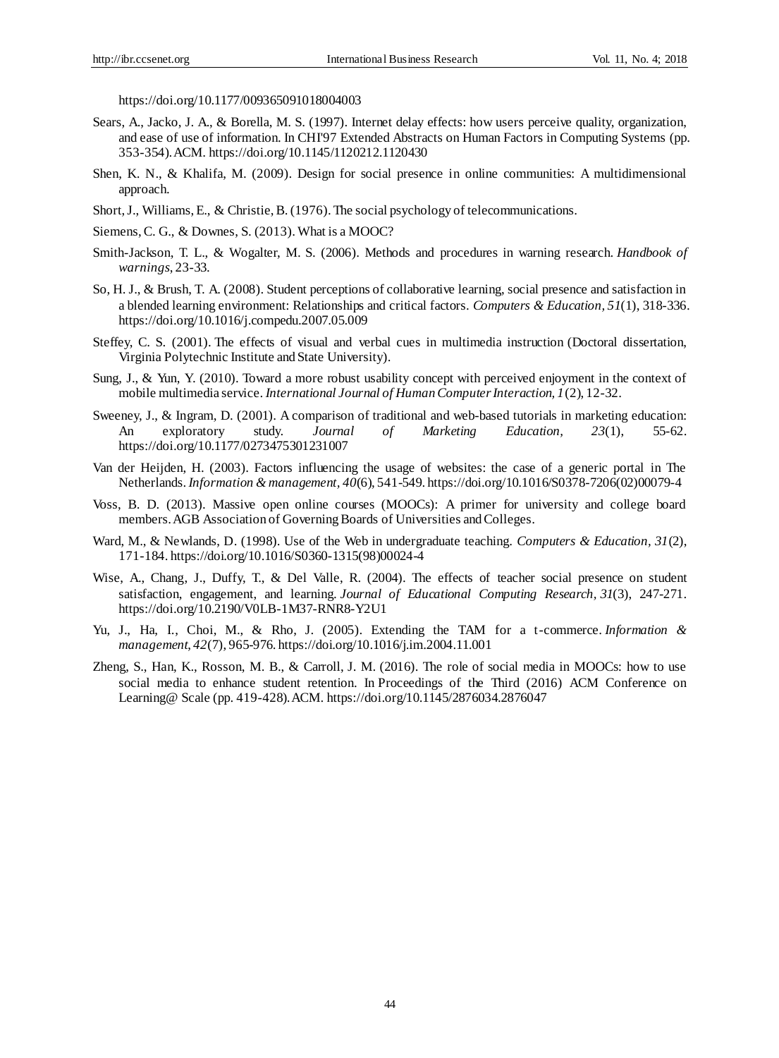https://doi.org/10.1177/009365091018004003

Sears, A., Jacko, J. A., & Borella, M. S. (1997). Internet delay effects: how users perceive quality, organization, and ease of use of information. In CHI'97 Extended Abstracts on Human Factors in Computing Systems (pp. 353-354). ACM. https://doi.org/10.1145/1120212.1120430

Shen, K. N., & Khalifa, M. (2009). Design for social presence in online communities: A multidimensional approach.

Short, J., Williams, E., & Christie, B. (1976). The social psychology of telecommunications.

Siemens, C. G., & Downes, S. (2013). What is a MOOC?

Smith-Jackson, T. L., & Wogalter, M. S. (2006). Methods and procedures in warning research. *Handbook of warnings*, 23-33.

So, H. J., & Brush, T. A. (2008). Student perceptions of collaborative learning, social presence and satisfaction in a blended learning environment: Relationships and critical factors. *Computers & Education*, *51*(1), 318-336. https://doi.org/10.1016/j.compedu.2007.05.009

Steffey, C. S. (2001). The effects of visual and verbal cues in multimedia instruction (Doctoral dissertation, Virginia Polytechnic Institute and State University).

Sung, J., & Yun, Y. (2010). Toward a more robust usability concept with perceived enjoyment in the context of mobile multimedia service. *International Journal of Human Computer Interaction, 1*(2), 12-32.

Sweeney, J., & Ingram, D. (2001). A comparison of traditional and web-based tutorials in marketing education: An exploratory study. *Journal of Marketing Education*, *23*(1), 55-62. https://doi.org/10.1177/0273475301231007

Van der Heijden, H. (2003). Factors influencing the usage of websites: the case of a generic portal in The Netherlands. *Information & management*, *40*(6), 541-549. https://doi.org/10.1016/S0378-7206(02)00079-4

Voss, B. D. (2013). Massive open online courses (MOOCs): A primer for university and college board members. AGB Association of Governing Boards of Universities and Colleges.

Ward, M., & Newlands, D. (1998). Use of the Web in undergraduate teaching. *Computers & Education*, *31*(2), 171-184. https://doi.org/10.1016/S0360-1315(98)00024-4

Wise, A., Chang, J., Duffy, T., & Del Valle, R. (2004). The effects of teacher social presence on student satisfaction, engagement, and learning. *Journal of Educational Computing Research*, *31*(3), 247-271. https://doi.org/10.2190/V0LB-1M37-RNR8-Y2U1

Yu, J., Ha, I., Choi, M., & Rho, J. (2005). Extending the TAM for a t-commerce. *Information & management*, *42*(7), 965-976. https://doi.org/10.1016/j.im.2004.11.001

Zheng, S., Han, K., Rosson, M. B., & Carroll, J. M. (2016). The role of social media in MOOCs: how to use social media to enhance student retention. In Proceedings of the Third (2016) ACM Conference on Learning@ Scale (pp. 419-428). ACM. https://doi.org/10.1145/2876034.2876047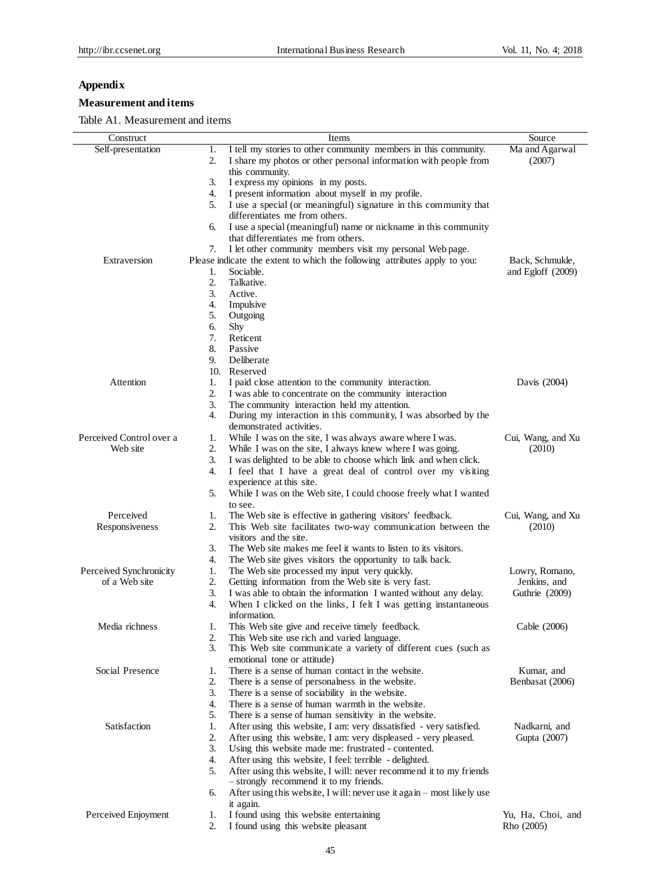## Appendix

### Measurement and items

Table A1. Measurement and items

| Construct | Items | Source |
|---|---|---|
| Self-presentation | 1. I tell my stories to other community members in this community.<br>2. I share my photos or other personal information with people from this community.<br>3. I express my opinions in my posts.<br>4. I present information about myself in my profile.<br>5. I use a special (or meaningful) signature in this community that differentiates me from others.<br>6. I use a special (meaningful) name or nickname in this community that differentiates me from others.<br>7. I let other community members visit my personal Web page. | Ma and Agarwal (2007) |
| Extraversion | Please indicate the extent to which the following attributes apply to you:<br>1. Sociable.<br>2. Talkative.<br>3. Active.<br>4. Impulsive<br>5. Outgoing<br>6. Shy<br>7. Reticent<br>8. Passive<br>9. Deliberate<br>10. Reserved | Back, Schmukle, and Egloff (2009) |
| Attention | 1. I paid close attention to the community interaction.<br>2. I was able to concentrate on the community interaction<br>3. The community interaction held my attention.<br>4. During my interaction in this community, I was absorbed by the demonstrated activities. | Davis (2004) |
| Perceived Control over a Web site | 1. While I was on the site, I was always aware where I was.<br>2. While I was on the site, I always knew where I was going.<br>3. I was delighted to be able to choose which link and when click.<br>4. I feel that I have a great deal of control over my visiting experience at this site.<br>5. While I was on the Web site, I could choose freely what I wanted to see. | Cui, Wang, and Xu (2010) |
| Perceived Responsiveness | 1. The Web site is effective in gathering visitors' feedback.<br>2. This Web site facilitates two-way communication between the visitors and the site.<br>3. The Web site makes me feel it wants to listen to its visitors.<br>4. The Web site gives visitors the opportunity to talk back. | Cui, Wang, and Xu (2010) |
| Perceived Synchronicity of a Web site | 1. The Web site processed my input very quickly.<br>2. Getting information from the Web site is very fast.<br>3. I was able to obtain the information I wanted without any delay.<br>4. When I clicked on the links, I felt I was getting instantaneous information. | Lowry, Romano, Jenkins, and Guthrie (2009) |
| Media richness | 1. This Web site give and receive timely feedback.<br>2. This Web site use rich and varied language.<br>3. This Web site communicate a variety of different cues (such as emotional tone or attitude) | Cable (2006) |
| Social Presence | 1. There is a sense of human contact in the website.<br>2. There is a sense of personalness in the website.<br>3. There is a sense of sociability in the website.<br>4. There is a sense of human warmth in the website.<br>5. There is a sense of human sensitivity in the website. | Kumar, and Benbasat (2006) |
| Satisfaction | 1. After using this website, I am: very dissatisfied - very satisfied.<br>2. After using this website, I am: very displeased - very pleased.<br>3. Using this website made me: frustrated - contented.<br>4. After using this website, I feel: terrible - delighted.<br>5. After using this website, I will: never recommend it to my friends – strongly recommend it to my friends.<br>6. After using this website, I will: never use it again – most likely use it again. | Nadkarni, and Gupta (2007) |
| Perceived Enjoyment | 1. I found using this website entertaining<br>2. I found using this website pleasant | Yu, Ha, Choi, and Rho (2005) |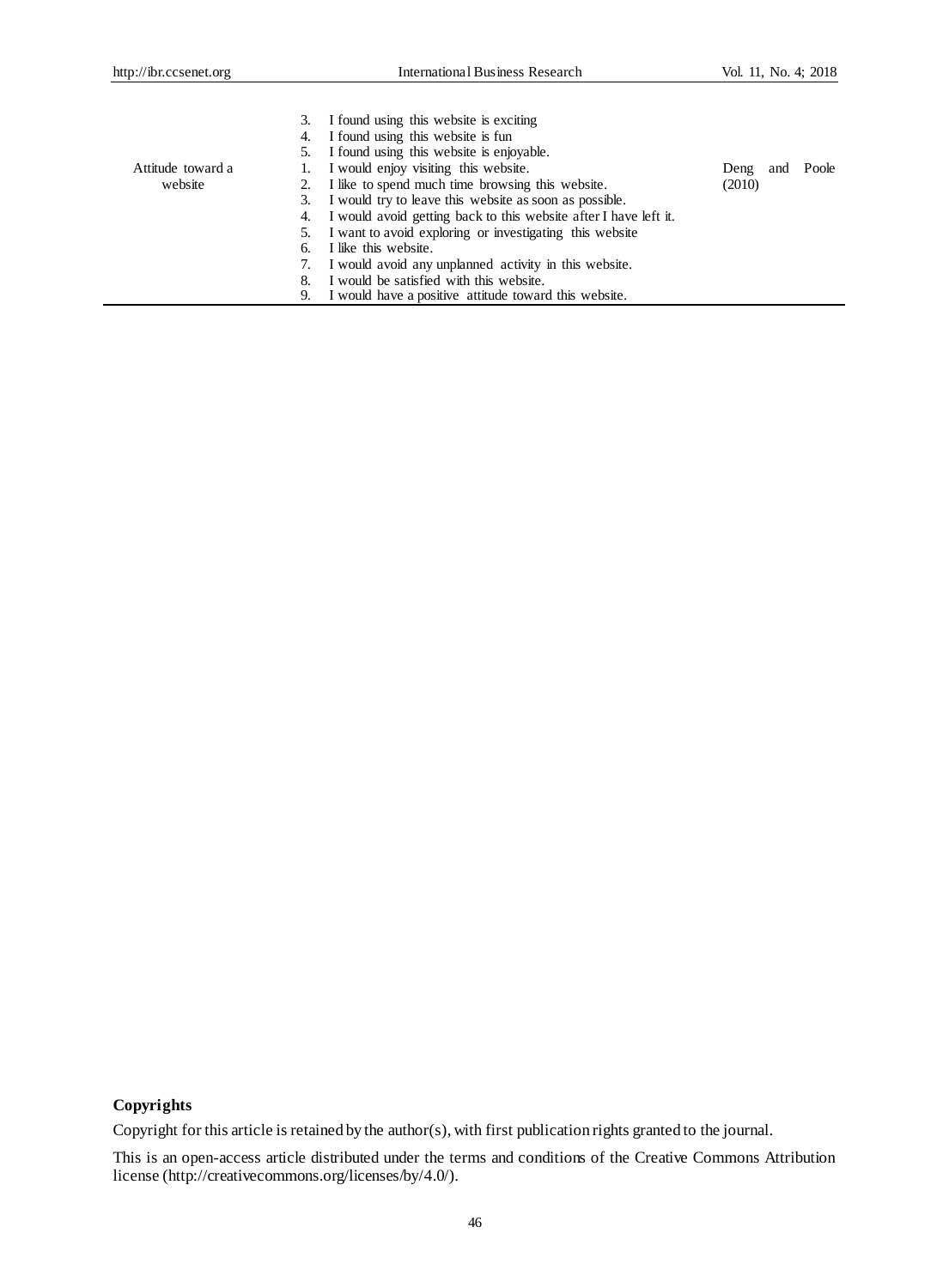| | | |
|---|---|---|
| | 3. I found using this website is exciting<br>4. I found using this website is fun<br>5. I found using this website is enjoyable. | |
| Attitude toward a website | 1. I would enjoy visiting this website.<br>2. I like to spend much time browsing this website.<br>3. I would try to leave this website as soon as possible.<br>4. I would avoid getting back to this website after I have left it.<br>5. I want to avoid exploring or investigating this website<br>6. I like this website.<br>7. I would avoid any unplanned activity in this website.<br>8. I would be satisfied with this website.<br>9. I would have a positive attitude toward this website. | Deng and Poole (2010) |

**Copyrights**

Copyright for this article is retained by the author(s), with first publication rights granted to the journal.

This is an open-access article distributed under the terms and conditions of the Creative Commons Attribution license (http://creativecommons.org/licenses/by/4.0/).